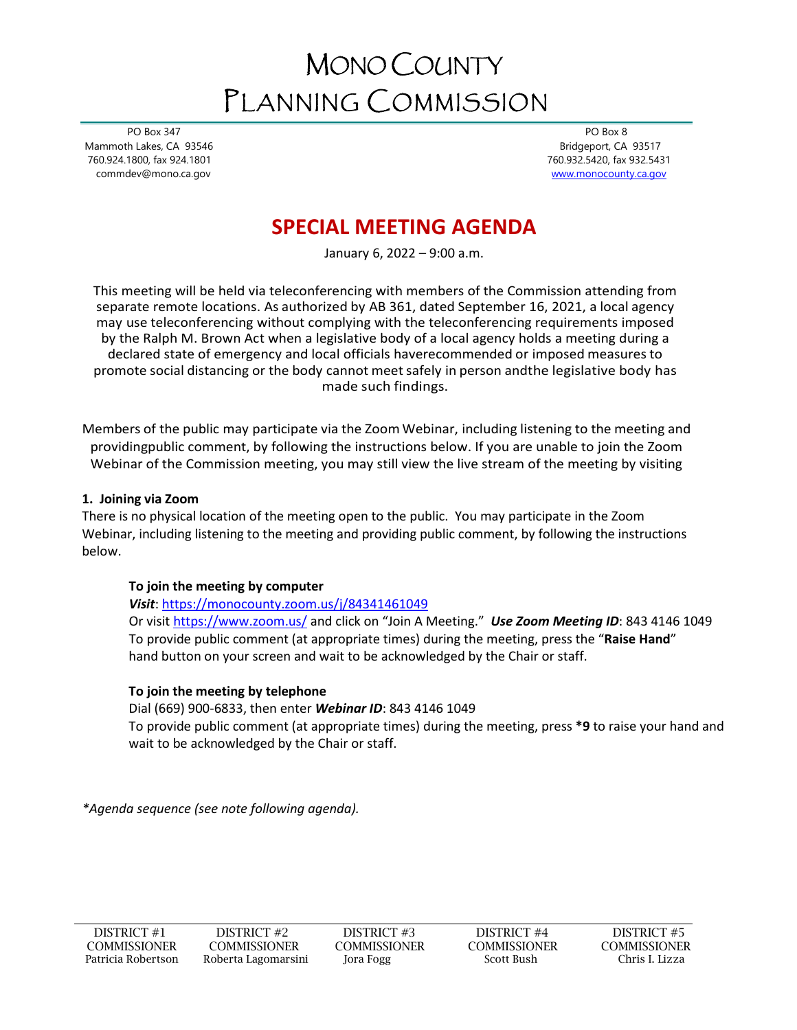# MONO COUNTY PLANNING COMMISSION

PO Box 347
Mammoth Lakes, CA 93546
760.924.1800, fax 924.1801
commdev@mono.ca.gov

PO Box 8
Bridgeport, CA 93517
760.932.5420, fax 932.5431
www.monocounty.ca.gov

## SPECIAL MEETING AGENDA

January 6, 2022 – 9:00 a.m.

This meeting will be held via teleconferencing with members of the Commission attending from separate remote locations. As authorized by AB 361, dated September 16, 2021, a local agency may use teleconferencing without complying with the teleconferencing requirements imposed by the Ralph M. Brown Act when a legislative body of a local agency holds a meeting during a declared state of emergency and local officials haverecommended or imposed measures to promote social distancing or the body cannot meet safely in person andthe legislative body has made such findings.

Members of the public may participate via the Zoom Webinar, including listening to the meeting and providingpublic comment, by following the instructions below. If you are unable to join the Zoom Webinar of the Commission meeting, you may still view the live stream of the meeting by visiting

**1. Joining via Zoom**

There is no physical location of the meeting open to the public. You may participate in the Zoom Webinar, including listening to the meeting and providing public comment, by following the instructions below.

**To join the meeting by computer**

***Visit***: https://monocounty.zoom.us/j/84341461049
Or visit https://www.zoom.us/ and click on "Join A Meeting." ***Use Zoom Meeting ID***: 843 4146 1049
To provide public comment (at appropriate times) during the meeting, press the "**Raise Hand**" hand button on your screen and wait to be acknowledged by the Chair or staff.

**To join the meeting by telephone**

Dial (669) 900-6833, then enter ***Webinar ID***: 843 4146 1049
To provide public comment (at appropriate times) during the meeting, press ***9** to raise your hand and wait to be acknowledged by the Chair or staff.

*\*Agenda sequence (see note following agenda).*

| DISTRICT #1 COMMISSIONER | DISTRICT #2 COMMISSIONER | DISTRICT #3 COMMISSIONER | DISTRICT #4 COMMISSIONER | DISTRICT #5 COMMISSIONER |
|---|---|---|---|---|
| Patricia Robertson | Roberta Lagomarsini | Jora Fogg | Scott Bush | Chris I. Lizza |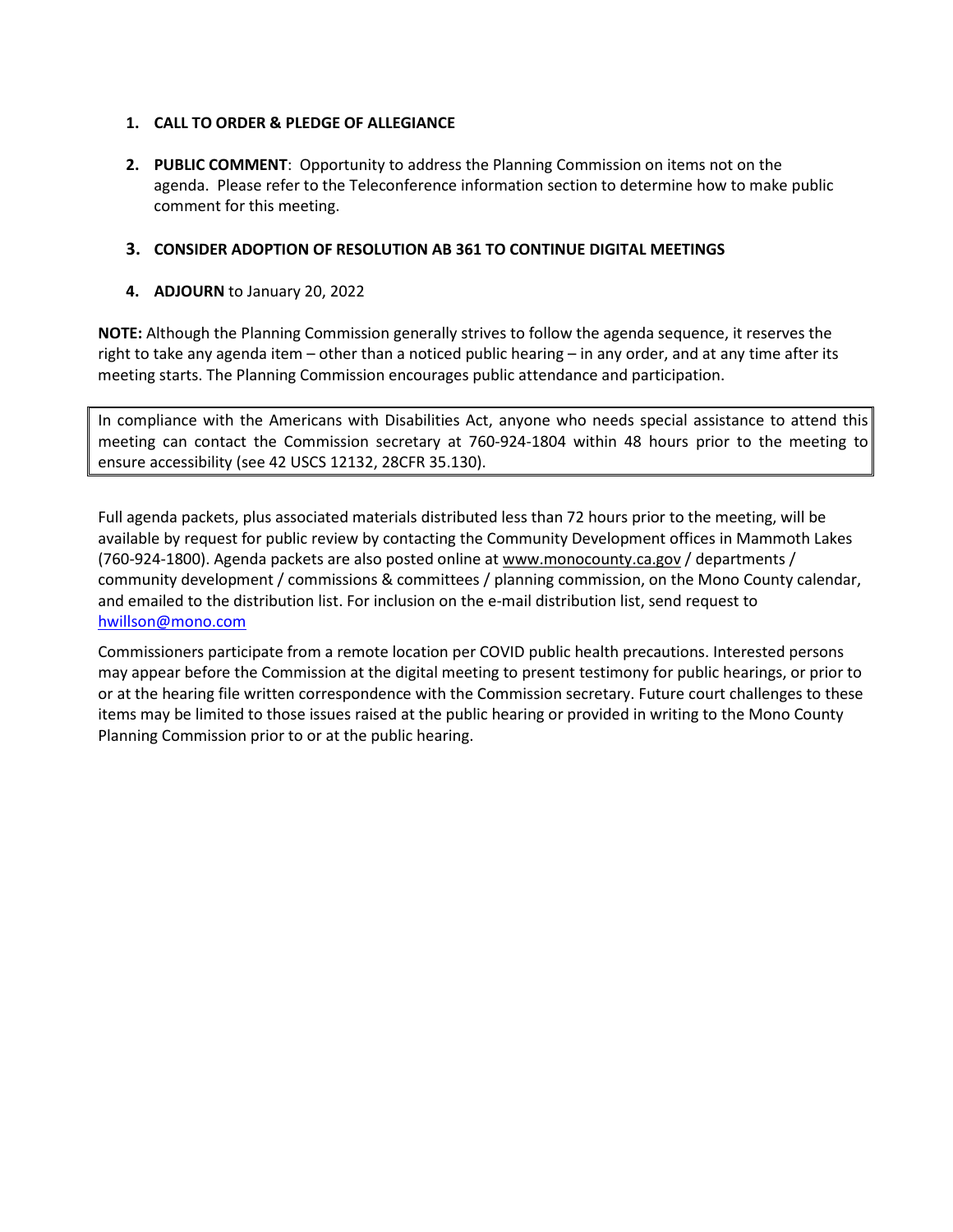1. **CALL TO ORDER & PLEDGE OF ALLEGIANCE**

2. **PUBLIC COMMENT**: Opportunity to address the Planning Commission on items not on the agenda. Please refer to the Teleconference information section to determine how to make public comment for this meeting.

3. **CONSIDER ADOPTION OF RESOLUTION AB 361 TO CONTINUE DIGITAL MEETINGS**

4. **ADJOURN** to January 20, 2022

**NOTE:** Although the Planning Commission generally strives to follow the agenda sequence, it reserves the right to take any agenda item – other than a noticed public hearing – in any order, and at any time after its meeting starts. The Planning Commission encourages public attendance and participation.

In compliance with the Americans with Disabilities Act, anyone who needs special assistance to attend this meeting can contact the Commission secretary at 760-924-1804 within 48 hours prior to the meeting to ensure accessibility (see 42 USCS 12132, 28CFR 35.130).

Full agenda packets, plus associated materials distributed less than 72 hours prior to the meeting, will be available by request for public review by contacting the Community Development offices in Mammoth Lakes (760-924-1800). Agenda packets are also posted online at www.monocounty.ca.gov / departments / community development / commissions & committees / planning commission, on the Mono County calendar, and emailed to the distribution list. For inclusion on the e-mail distribution list, send request to hwillson@mono.com

Commissioners participate from a remote location per COVID public health precautions. Interested persons may appear before the Commission at the digital meeting to present testimony for public hearings, or prior to or at the hearing file written correspondence with the Commission secretary. Future court challenges to these items may be limited to those issues raised at the public hearing or provided in writing to the Mono County Planning Commission prior to or at the public hearing.